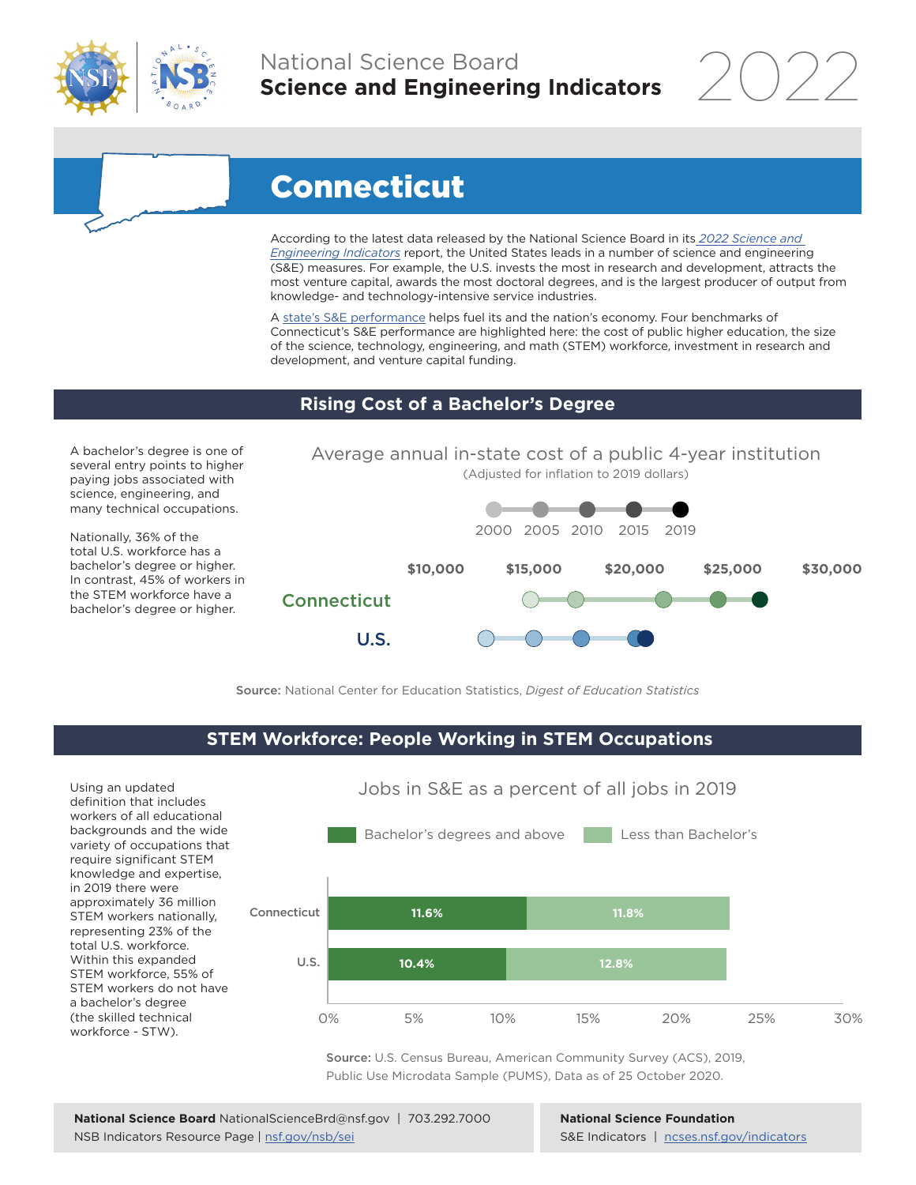National Science Board
**Science and Engineering Indicators** 2022

# Connecticut

According to the latest data released by the National Science Board in its *2022 Science and Engineering Indicators* report, the United States leads in a number of science and engineering (S&E) measures. For example, the U.S. invests the most in research and development, attracts the most venture capital, awards the most doctoral degrees, and is the largest producer of output from knowledge- and technology-intensive service industries.

A state's S&E performance helps fuel its and the nation's economy. Four benchmarks of Connecticut's S&E performance are highlighted here: the cost of public higher education, the size of the science, technology, engineering, and math (STEM) workforce, investment in research and development, and venture capital funding.

## Rising Cost of a Bachelor's Degree

A bachelor's degree is one of several entry points to higher paying jobs associated with science, engineering, and many technical occupations.

Nationally, 36% of the total U.S. workforce has a bachelor's degree or higher. In contrast, 45% of workers in the STEM workforce have a bachelor's degree or higher.

Average annual in-state cost of a public 4-year institution
(Adjusted for inflation to 2019 dollars)

2000 2005 2010 2015 2019

$10,000 $15,000 $20,000 $25,000 $30,000

Connecticut

U.S.

**Source:** National Center for Education Statistics, *Digest of Education Statistics*

## STEM Workforce: People Working in STEM Occupations

Using an updated definition that includes workers of all educational backgrounds and the wide variety of occupations that require significant STEM knowledge and expertise, in 2019 there were approximately 36 million STEM workers nationally, representing 23% of the total U.S. workforce. Within this expanded STEM workforce, 55% of STEM workers do not have a bachelor's degree (the skilled technical workforce - STW).

Jobs in S&E as a percent of all jobs in 2019

| | Bachelor's degrees and above | Less than Bachelor's |
|---|---|---|
| Connecticut | 11.6% | 11.8% |
| U.S. | 10.4% | 12.8% |

**Source:** U.S. Census Bureau, American Community Survey (ACS), 2019, Public Use Microdata Sample (PUMS), Data as of 25 October 2020.

**National Science Board** NationalScienceBrd@nsf.gov | 703.292.7000
NSB Indicators Resource Page | nsf.gov/nsb/sei

**National Science Foundation**
S&E Indicators | ncses.nsf.gov/indicators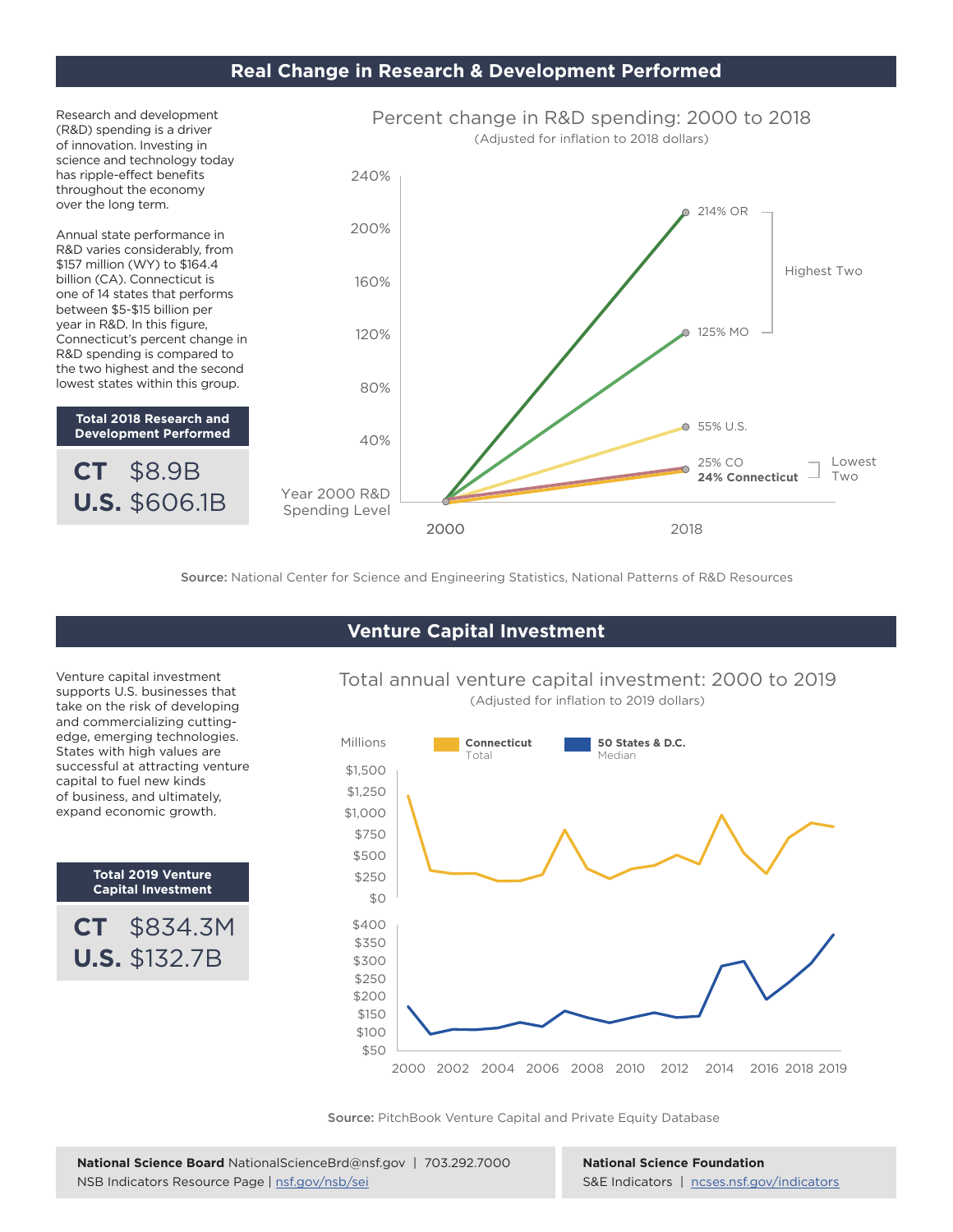## Real Change in Research & Development Performed

Research and development (R&D) spending is a driver of innovation. Investing in science and technology today has ripple-effect benefits throughout the economy over the long term.

Annual state performance in R&D varies considerably, from $157 million (WY) to $164.4 billion (CA). Connecticut is one of 14 states that performs between $5-$15 billion per year in R&D. In this figure, Connecticut's percent change in R&D spending is compared to the two highest and the second lowest states within this group.

**Total 2018 Research and Development Performed**

**CT** $8.9B
**U.S.** $606.1B

Percent change in R&D spending: 2000 to 2018
(Adjusted for inflation to 2018 dollars)

240%
200%
160%
120%
80%
40%
Year 2000 R&D Spending Level
2000
2018
214% OR
125% MO
Highest Two
55% U.S.
25% CO
**24% Connecticut**
Lowest Two

**Source:** National Center for Science and Engineering Statistics, National Patterns of R&D Resources

## Venture Capital Investment

Venture capital investment supports U.S. businesses that take on the risk of developing and commercializing cutting-edge, emerging technologies. States with high values are successful at attracting venture capital to fuel new kinds of business, and ultimately, expand economic growth.

**Total 2019 Venture Capital Investment**

**CT** $834.3M
**U.S.** $132.7B

Total annual venture capital investment: 2000 to 2019
(Adjusted for inflation to 2019 dollars)

Millions
**Connecticut** Total
**50 States & D.C.** Median

$1,500
$1,250
$1,000
$750
$500
$250
$0

$400
$350
$300
$250
$200
$150
$100
$50

2000 2002 2004 2006 2008 2010 2012 2014 2016 2018 2019

**Source:** PitchBook Venture Capital and Private Equity Database

**National Science Board** NationalScienceBrd@nsf.gov | 703.292.7000
NSB Indicators Resource Page | nsf.gov/nsb/sei

**National Science Foundation**
S&E Indicators | ncses.nsf.gov/indicators